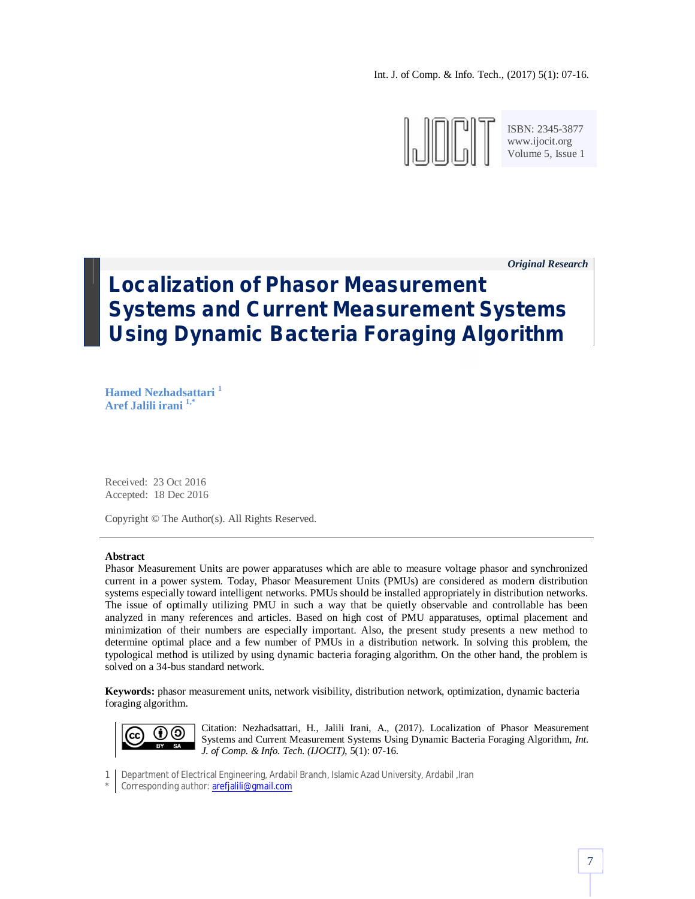*Original Research*

# Localization of Phasor Measurement Systems and Current Measurement Systems Using Dynamic Bacteria Foraging Algorithm

**Hamed Nezhadsattari** [1]
**Aref Jalili irani** [1,*]

Received: 23 Oct 2016
Accepted: 18 Dec 2016

Copyright © The Author(s). All Rights Reserved.

**Abstract**

Phasor Measurement Units are power apparatuses which are able to measure voltage phasor and synchronized current in a power system. Today, Phasor Measurement Units (PMUs) are considered as modern distribution systems especially toward intelligent networks. PMUs should be installed appropriately in distribution networks. The issue of optimally utilizing PMU in such a way that be quietly observable and controllable has been analyzed in many references and articles. Based on high cost of PMU apparatuses, optimal placement and minimization of their numbers are especially important. Also, the present study presents a new method to determine optimal place and a few number of PMUs in a distribution network. In solving this problem, the typological method is utilized by using dynamic bacteria foraging algorithm. On the other hand, the problem is solved on a 34-bus standard network.

**Keywords:** phasor measurement units, network visibility, distribution network, optimization, dynamic bacteria foraging algorithm.

Citation: Nezhadsattari, H., Jalili Irani, A., (2017). Localization of Phasor Measurement Systems and Current Measurement Systems Using Dynamic Bacteria Foraging Algorithm, *Int. J. of Comp. & Info. Tech. (IJOCIT)*, 5(1): 07-16.

1 Department of Electrical Engineering, Ardabil Branch, Islamic Azad University, Ardabil ,Iran
\* Corresponding author: arefjalili@gmail.com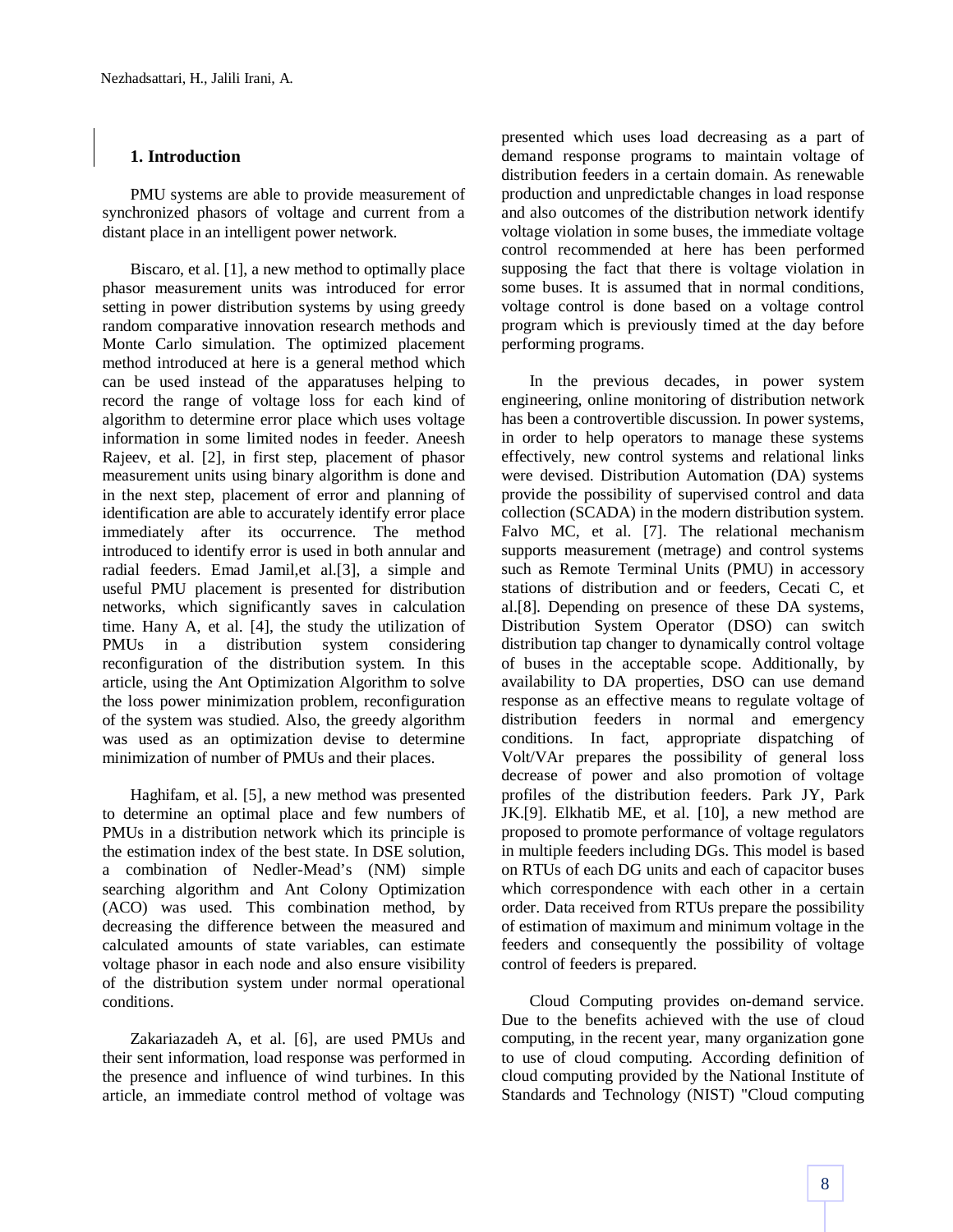## 1. Introduction

PMU systems are able to provide measurement of synchronized phasors of voltage and current from a distant place in an intelligent power network.

Biscaro, et al. [1], a new method to optimally place phasor measurement units was introduced for error setting in power distribution systems by using greedy random comparative innovation research methods and Monte Carlo simulation. The optimized placement method introduced at here is a general method which can be used instead of the apparatuses helping to record the range of voltage loss for each kind of algorithm to determine error place which uses voltage information in some limited nodes in feeder. Aneesh Rajeev, et al. [2], in first step, placement of phasor measurement units using binary algorithm is done and in the next step, placement of error and planning of identification are able to accurately identify error place immediately after its occurrence. The method introduced to identify error is used in both annular and radial feeders. Emad Jamil,et al.[3], a simple and useful PMU placement is presented for distribution networks, which significantly saves in calculation time. Hany A, et al. [4], the study the utilization of PMUs in a distribution system considering reconfiguration of the distribution system. In this article, using the Ant Optimization Algorithm to solve the loss power minimization problem, reconfiguration of the system was studied. Also, the greedy algorithm was used as an optimization devise to determine minimization of number of PMUs and their places.

Haghifam, et al. [5], a new method was presented to determine an optimal place and few numbers of PMUs in a distribution network which its principle is the estimation index of the best state. In DSE solution, a combination of Nedler-Mead's (NM) simple searching algorithm and Ant Colony Optimization (ACO) was used. This combination method, by decreasing the difference between the measured and calculated amounts of state variables, can estimate voltage phasor in each node and also ensure visibility of the distribution system under normal operational conditions.

Zakariazadeh A, et al. [6], are used PMUs and their sent information, load response was performed in the presence and influence of wind turbines. In this article, an immediate control method of voltage was presented which uses load decreasing as a part of demand response programs to maintain voltage of distribution feeders in a certain domain. As renewable production and unpredictable changes in load response and also outcomes of the distribution network identify voltage violation in some buses, the immediate voltage control recommended at here has been performed supposing the fact that there is voltage violation in some buses. It is assumed that in normal conditions, voltage control is done based on a voltage control program which is previously timed at the day before performing programs.

In the previous decades, in power system engineering, online monitoring of distribution network has been a controvertible discussion. In power systems, in order to help operators to manage these systems effectively, new control systems and relational links were devised. Distribution Automation (DA) systems provide the possibility of supervised control and data collection (SCADA) in the modern distribution system. Falvo MC, et al. [7]. The relational mechanism supports measurement (metrage) and control systems such as Remote Terminal Units (PMU) in accessory stations of distribution and or feeders, Cecati C, et al.[8]. Depending on presence of these DA systems, Distribution System Operator (DSO) can switch distribution tap changer to dynamically control voltage of buses in the acceptable scope. Additionally, by availability to DA properties, DSO can use demand response as an effective means to regulate voltage of distribution feeders in normal and emergency conditions. In fact, appropriate dispatching of Volt/VAr prepares the possibility of general loss decrease of power and also promotion of voltage profiles of the distribution feeders. Park JY, Park JK.[9]. Elkhatib ME, et al. [10], a new method are proposed to promote performance of voltage regulators in multiple feeders including DGs. This model is based on RTUs of each DG units and each of capacitor buses which correspondence with each other in a certain order. Data received from RTUs prepare the possibility of estimation of maximum and minimum voltage in the feeders and consequently the possibility of voltage control of feeders is prepared.

Cloud Computing provides on-demand service. Due to the benefits achieved with the use of cloud computing, in the recent year, many organization gone to use of cloud computing. According definition of cloud computing provided by the National Institute of Standards and Technology (NIST) "Cloud computing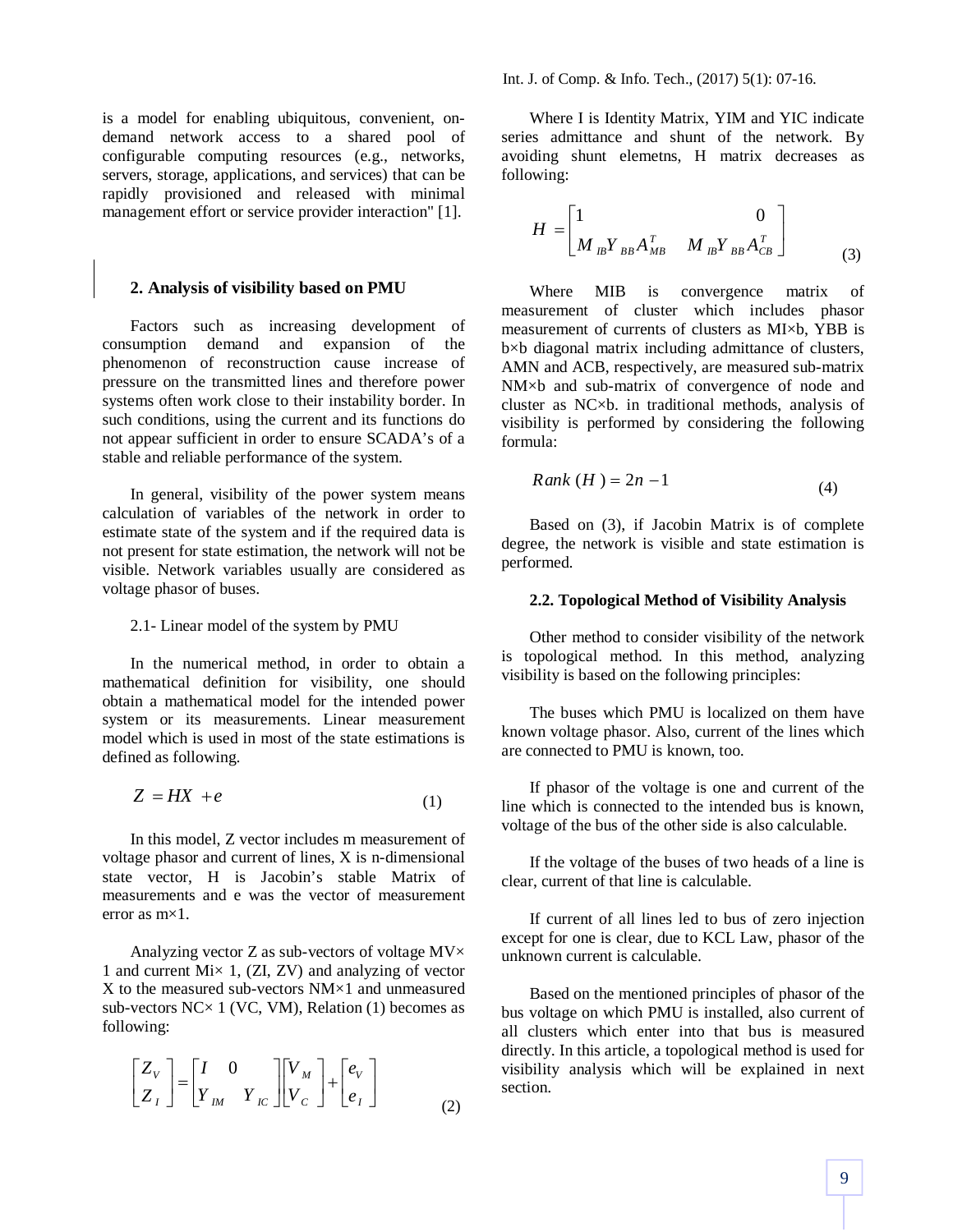is a model for enabling ubiquitous, convenient, on-demand network access to a shared pool of configurable computing resources (e.g., networks, servers, storage, applications, and services) that can be rapidly provisioned and released with minimal management effort or service provider interaction" [1].

## 2. Analysis of visibility based on PMU

Factors such as increasing development of consumption demand and expansion of the phenomenon of reconstruction cause increase of pressure on the transmitted lines and therefore power systems often work close to their instability border. In such conditions, using the current and its functions do not appear sufficient in order to ensure SCADA's of a stable and reliable performance of the system.

In general, visibility of the power system means calculation of variables of the network in order to estimate state of the system and if the required data is not present for state estimation, the network will not be visible. Network variables usually are considered as voltage phasor of buses.

2.1- Linear model of the system by PMU

In the numerical method, in order to obtain a mathematical definition for visibility, one should obtain a mathematical model for the intended power system or its measurements. Linear measurement model which is used in most of the state estimations is defined as following.

$$Z = HX + e \tag{1}$$

In this model, Z vector includes m measurement of voltage phasor and current of lines, X is n-dimensional state vector, H is Jacobin's stable Matrix of measurements and e was the vector of measurement error as m×1.

Analyzing vector Z as sub-vectors of voltage MV× 1 and current Mi× 1, (ZI, ZV) and analyzing of vector X to the measured sub-vectors NM×1 and unmeasured sub-vectors NC× 1 (VC, VM), Relation (1) becomes as following:

$$\begin{bmatrix} Z_V \\ Z_I \end{bmatrix} = \begin{bmatrix} I & 0 \\ Y_{IM} & Y_{IC} \end{bmatrix} \begin{bmatrix} V_M \\ V_C \end{bmatrix} + \begin{bmatrix} e_V \\ e_I \end{bmatrix} \tag{2}$$

Where I is Identity Matrix, YIM and YIC indicate series admittance and shunt of the network. By avoiding shunt elemetns, H matrix decreases as following:

$$H = \begin{bmatrix} 1 & 0 \\ M_{IB} Y_{BB} A_{MB}^T & M_{IB} Y_{BB} A_{CB}^T \end{bmatrix} \tag{3}$$

Where MIB is convergence matrix of measurement of cluster which includes phasor measurement of currents of clusters as MI×b, YBB is b×b diagonal matrix including admittance of clusters, AMN and ACB, respectively, are measured sub-matrix NM×b and sub-matrix of convergence of node and cluster as NC×b. in traditional methods, analysis of visibility is performed by considering the following formula:

$$Rank\,(H) = 2n - 1 \tag{4}$$

Based on (3), if Jacobin Matrix is of complete degree, the network is visible and state estimation is performed.

### 2.2. Topological Method of Visibility Analysis

Other method to consider visibility of the network is topological method. In this method, analyzing visibility is based on the following principles:

The buses which PMU is localized on them have known voltage phasor. Also, current of the lines which are connected to PMU is known, too.

If phasor of the voltage is one and current of the line which is connected to the intended bus is known, voltage of the bus of the other side is also calculable.

If the voltage of the buses of two heads of a line is clear, current of that line is calculable.

If current of all lines led to bus of zero injection except for one is clear, due to KCL Law, phasor of the unknown current is calculable.

Based on the mentioned principles of phasor of the bus voltage on which PMU is installed, also current of all clusters which enter into that bus is measured directly. In this article, a topological method is used for visibility analysis which will be explained in next section.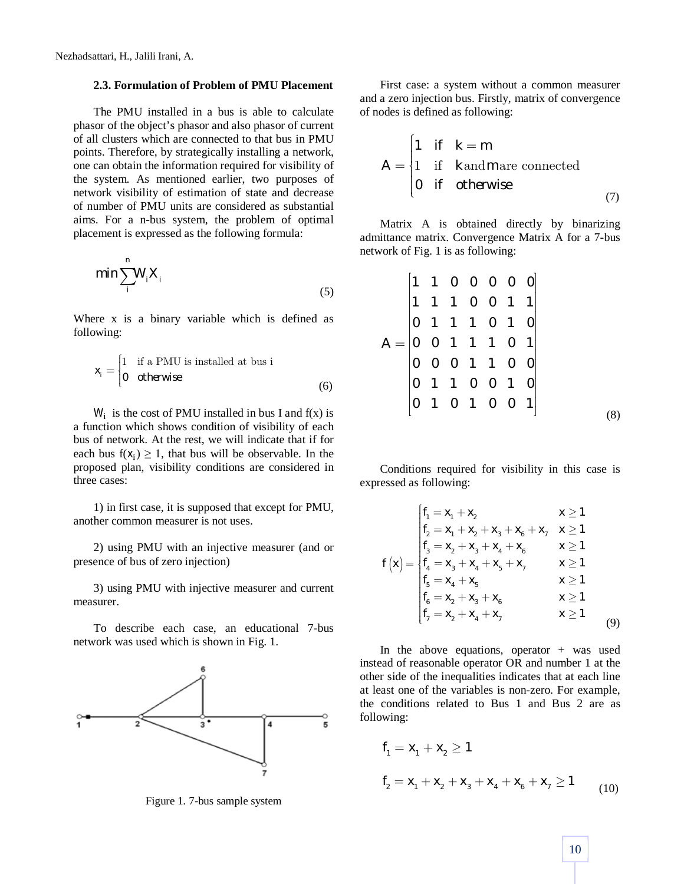### 2.3. Formulation of Problem of PMU Placement

The PMU installed in a bus is able to calculate phasor of the object's phasor and also phasor of current of all clusters which are connected to that bus in PMU points. Therefore, by strategically installing a network, one can obtain the information required for visibility of the system. As mentioned earlier, two purposes of network visibility of estimation of state and decrease of number of PMU units are considered as substantial aims. For a n-bus system, the problem of optimal placement is expressed as the following formula:

$$\min \sum_{i}^{n} W_i X_i \tag{5}$$

Where x is a binary variable which is defined as following:

$$x_i = \begin{cases} 1 & \text{if a PMU is installed at bus i} \\ 0 & \text{otherwise} \end{cases} \tag{6}$$

$W_i$ is the cost of PMU installed in bus I and f(x) is a function which shows condition of visibility of each bus of network. At the rest, we will indicate that if for each bus $f(x_i) \geq 1$, that bus will be observable. In the proposed plan, visibility conditions are considered in three cases:

1) in first case, it is supposed that except for PMU, another common measurer is not uses.

2) using PMU with an injective measurer (and or presence of bus of zero injection)

3) using PMU with injective measurer and current measurer.

To describe each case, an educational 7-bus network was used which is shown in Fig. 1.

Figure 1. 7-bus sample system

First case: a system without a common measurer and a zero injection bus. Firstly, matrix of convergence of nodes is defined as following:

$$A = \begin{cases} 1 & \text{if } k = m \\ 1 & \text{if } k \text{ and } m \text{ are connected} \\ 0 & \text{if otherwise} \end{cases} \tag{7}$$

Matrix A is obtained directly by binarizing admittance matrix. Convergence Matrix A for a 7-bus network of Fig. 1 is as following:

$$A = \begin{bmatrix} 1 & 1 & 0 & 0 & 0 & 0 & 0 \\ 1 & 1 & 1 & 0 & 0 & 1 & 1 \\ 0 & 1 & 1 & 1 & 0 & 1 & 0 \\ 0 & 0 & 1 & 1 & 1 & 0 & 1 \\ 0 & 0 & 0 & 1 & 1 & 0 & 0 \\ 0 & 1 & 1 & 0 & 0 & 1 & 0 \\ 0 & 1 & 0 & 1 & 0 & 0 & 1 \end{bmatrix} \tag{8}$$

Conditions required for visibility in this case is expressed as following:

$$f(x) = \begin{cases} f_1 = x_1 + x_2 & x \geq 1 \\ f_2 = x_1 + x_2 + x_3 + x_6 + x_7 & x \geq 1 \\ f_3 = x_2 + x_3 + x_4 + x_6 & x \geq 1 \\ f_4 = x_3 + x_4 + x_5 + x_7 & x \geq 1 \\ f_5 = x_4 + x_5 & x \geq 1 \\ f_6 = x_2 + x_3 + x_6 & x \geq 1 \\ f_7 = x_2 + x_4 + x_7 & x \geq 1 \end{cases} \tag{9}$$

In the above equations, operator + was used instead of reasonable operator OR and number 1 at the other side of the inequalities indicates that at each line at least one of the variables is non-zero. For example, the conditions related to Bus 1 and Bus 2 are as following:

$$f_1 = x_1 + x_2 \geq 1$$

$$f_2 = x_1 + x_2 + x_3 + x_4 + x_6 + x_7 \geq 1 \tag{10}$$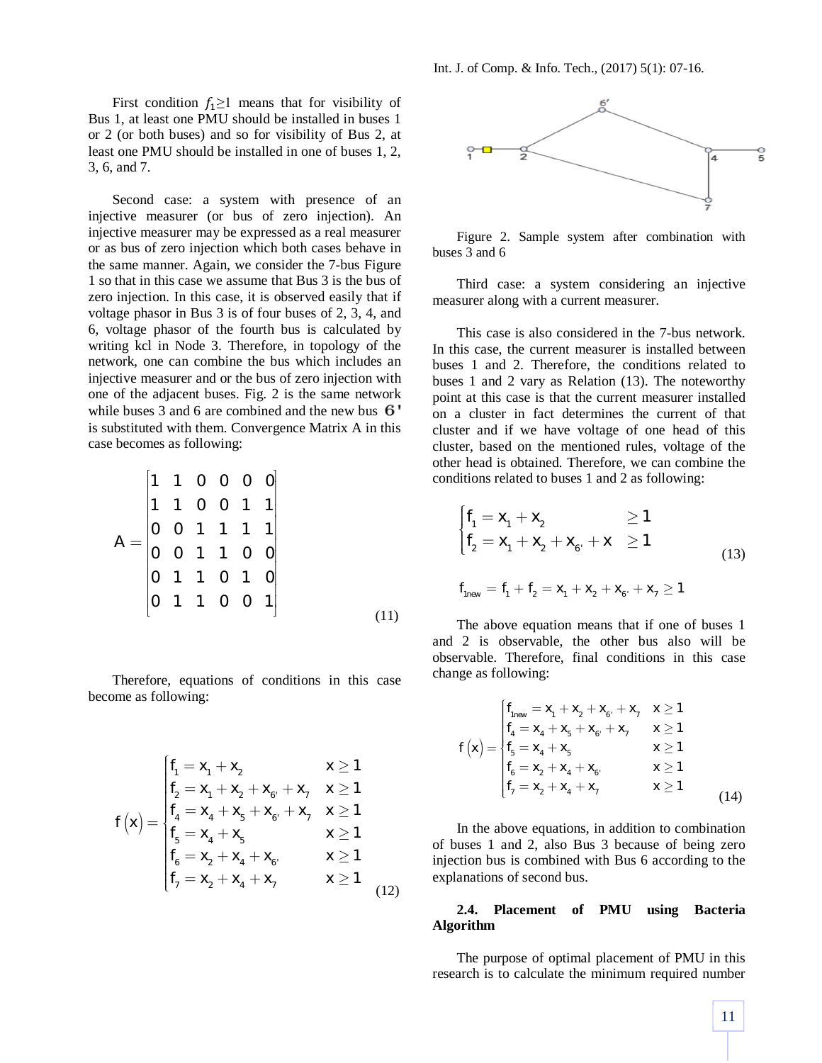First condition $f_1 \geq 1$ means that for visibility of Bus 1, at least one PMU should be installed in buses 1 or 2 (or both buses) and so for visibility of Bus 2, at least one PMU should be installed in one of buses 1, 2, 3, 6, and 7.

Second case: a system with presence of an injective measurer (or bus of zero injection). An injective measurer may be expressed as a real measurer or as bus of zero injection which both cases behave in the same manner. Again, we consider the 7-bus Figure 1 so that in this case we assume that Bus 3 is the bus of zero injection. In this case, it is observed easily that if voltage phasor in Bus 3 is of four buses of 2, 3, 4, and 6, voltage phasor of the fourth bus is calculated by writing kcl in Node 3. Therefore, in topology of the network, one can combine the bus which includes an injective measurer and or the bus of zero injection with one of the adjacent buses. Fig. 2 is the same network while buses 3 and 6 are combined and the new bus $6'$ is substituted with them. Convergence Matrix A in this case becomes as following:

$$A = \begin{bmatrix} 1 & 1 & 0 & 0 & 0 & 0 \\ 1 & 1 & 0 & 0 & 1 & 1 \\ 0 & 0 & 1 & 1 & 1 & 1 \\ 0 & 0 & 1 & 1 & 0 & 0 \\ 0 & 1 & 1 & 0 & 1 & 0 \\ 0 & 1 & 1 & 0 & 0 & 1 \end{bmatrix} \tag{11}$$

Therefore, equations of conditions in this case become as following:

$$f(x) = \begin{cases} f_1 = x_1 + x_2 & x \geq 1 \\ f_2 = x_1 + x_2 + x_{6'} + x_7 & x \geq 1 \\ f_4 = x_4 + x_5 + x_{6'} + x_7 & x \geq 1 \\ f_5 = x_4 + x_5 & x \geq 1 \\ f_6 = x_2 + x_4 + x_{6'} & x \geq 1 \\ f_7 = x_2 + x_4 + x_7 & x \geq 1 \end{cases} \tag{12}$$

Figure 2. Sample system after combination with buses 3 and 6

Third case: a system considering an injective measurer along with a current measurer.

This case is also considered in the 7-bus network. In this case, the current measurer is installed between buses 1 and 2. Therefore, the conditions related to buses 1 and 2 vary as Relation (13). The noteworthy point at this case is that the current measurer installed on a cluster in fact determines the current of that cluster and if we have voltage of one head of this cluster, based on the mentioned rules, voltage of the other head is obtained. Therefore, we can combine the conditions related to buses 1 and 2 as following:

$$\begin{cases} f_1 = x_1 + x_2 & \geq 1 \\ f_2 = x_1 + x_2 + x_{6'} + x & \geq 1 \end{cases} \tag{13}$$

$$f_{1new} = f_1 + f_2 = x_1 + x_2 + x_{6'} + x_7 \geq 1$$

The above equation means that if one of buses 1 and 2 is observable, the other bus also will be observable. Therefore, final conditions in this case change as following:

$$f(x) = \begin{cases} f_{1new} = x_1 + x_2 + x_{6'} + x_7 & x \geq 1 \\ f_4 = x_4 + x_5 + x_{6'} + x_7 & x \geq 1 \\ f_5 = x_4 + x_5 & x \geq 1 \\ f_6 = x_2 + x_4 + x_{6'} & x \geq 1 \\ f_7 = x_2 + x_4 + x_7 & x \geq 1 \end{cases} \tag{14}$$

In the above equations, in addition to combination of buses 1 and 2, also Bus 3 because of being zero injection bus is combined with Bus 6 according to the explanations of second bus.

**2.4. Placement of PMU using Bacteria Algorithm**

The purpose of optimal placement of PMU in this research is to calculate the minimum required number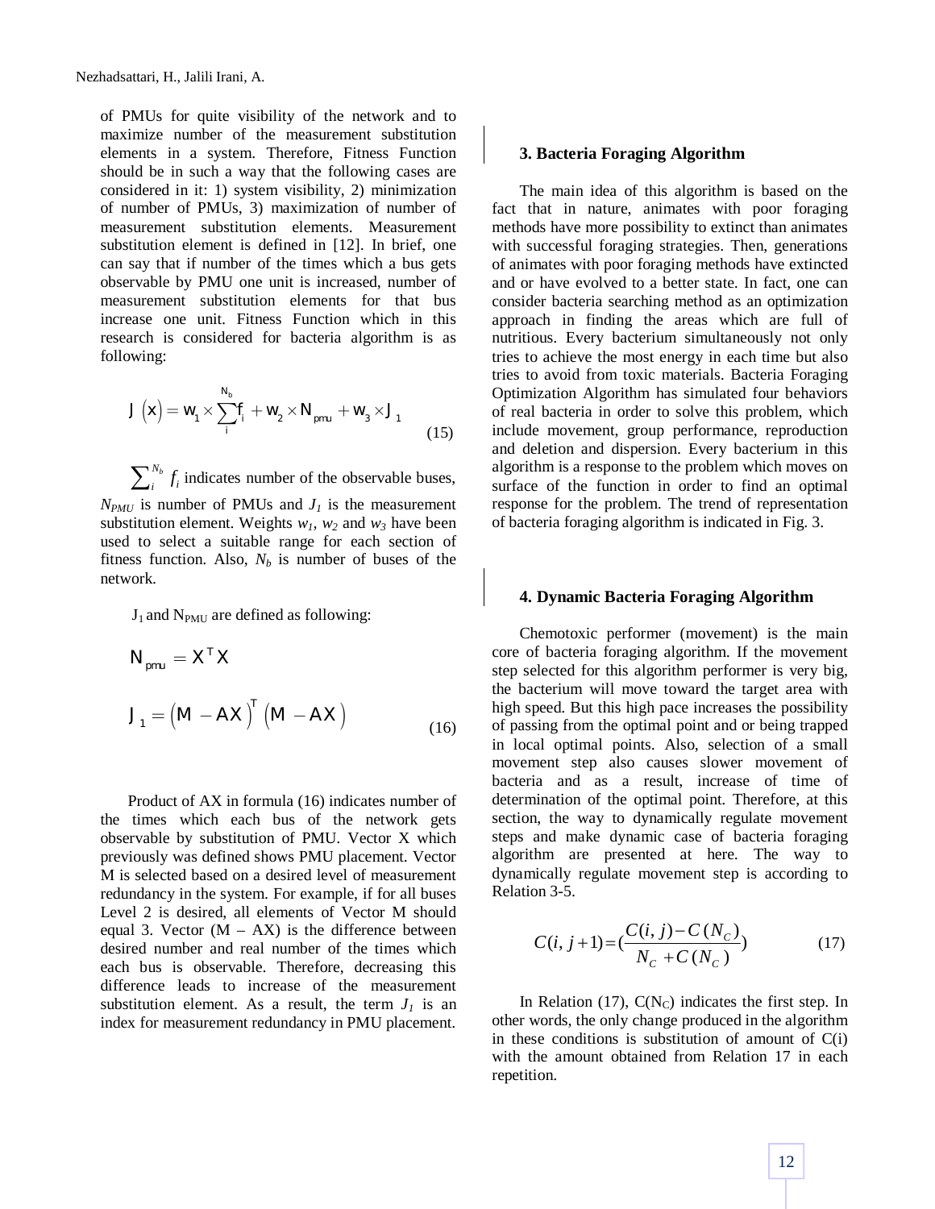of PMUs for quite visibility of the network and to maximize number of the measurement substitution elements in a system. Therefore, Fitness Function should be in such a way that the following cases are considered in it: 1) system visibility, 2) minimization of number of PMUs, 3) maximization of number of measurement substitution elements. Measurement substitution element is defined in [12]. In brief, one can say that if number of the times which a bus gets observable by PMU one unit is increased, number of measurement substitution elements for that bus increase one unit. Fitness Function which in this research is considered for bacteria algorithm is as following:

$$J\left(x\right) = w_1 \times \sum_{i}^{N_b} f_i + w_2 \times N_{pmu} + w_3 \times J_1 \tag{15}$$

$\sum_{i}^{N_b} f_i$ indicates number of the observable buses, $N_{PMU}$ is number of PMUs and $J_1$ is the measurement substitution element. Weights $w_1$, $w_2$ and $w_3$ have been used to select a suitable range for each section of fitness function. Also, $N_b$ is number of buses of the network.

$J_1$ and $N_{PMU}$ are defined as following:

$$N_{pmu} = X^T X$$

$$J_1 = \left(M - AX\right)^T \left(M - AX\right) \tag{16}$$

Product of AX in formula (16) indicates number of the times which each bus of the network gets observable by substitution of PMU. Vector X which previously was defined shows PMU placement. Vector M is selected based on a desired level of measurement redundancy in the system. For example, if for all buses Level 2 is desired, all elements of Vector M should equal 3. Vector (M – AX) is the difference between desired number and real number of the times which each bus is observable. Therefore, decreasing this difference leads to increase of the measurement substitution element. As a result, the term $J_1$ is an index for measurement redundancy in PMU placement.

## 3. Bacteria Foraging Algorithm

The main idea of this algorithm is based on the fact that in nature, animates with poor foraging methods have more possibility to extinct than animates with successful foraging strategies. Then, generations of animates with poor foraging methods have extincted and or have evolved to a better state. In fact, one can consider bacteria searching method as an optimization approach in finding the areas which are full of nutritious. Every bacterium simultaneously not only tries to achieve the most energy in each time but also tries to avoid from toxic materials. Bacteria Foraging Optimization Algorithm has simulated four behaviors of real bacteria in order to solve this problem, which include movement, group performance, reproduction and deletion and dispersion. Every bacterium in this algorithm is a response to the problem which moves on surface of the function in order to find an optimal response for the problem. The trend of representation of bacteria foraging algorithm is indicated in Fig. 3.

## 4. Dynamic Bacteria Foraging Algorithm

Chemotoxic performer (movement) is the main core of bacteria foraging algorithm. If the movement step selected for this algorithm performer is very big, the bacterium will move toward the target area with high speed. But this high pace increases the possibility of passing from the optimal point and or being trapped in local optimal points. Also, selection of a small movement step also causes slower movement of bacteria and as a result, increase of time of determination of the optimal point. Therefore, at this section, the way to dynamically regulate movement steps and make dynamic case of bacteria foraging algorithm are presented at here. The way to dynamically regulate movement step is according to Relation 3-5.

$$C(i, j+1) = \left(\frac{C(i, j) - C(N_C)}{N_C + C(N_C)}\right) \tag{17}$$

In Relation (17), $C(N_C)$ indicates the first step. In other words, the only change produced in the algorithm in these conditions is substitution of amount of C(i) with the amount obtained from Relation 17 in each repetition.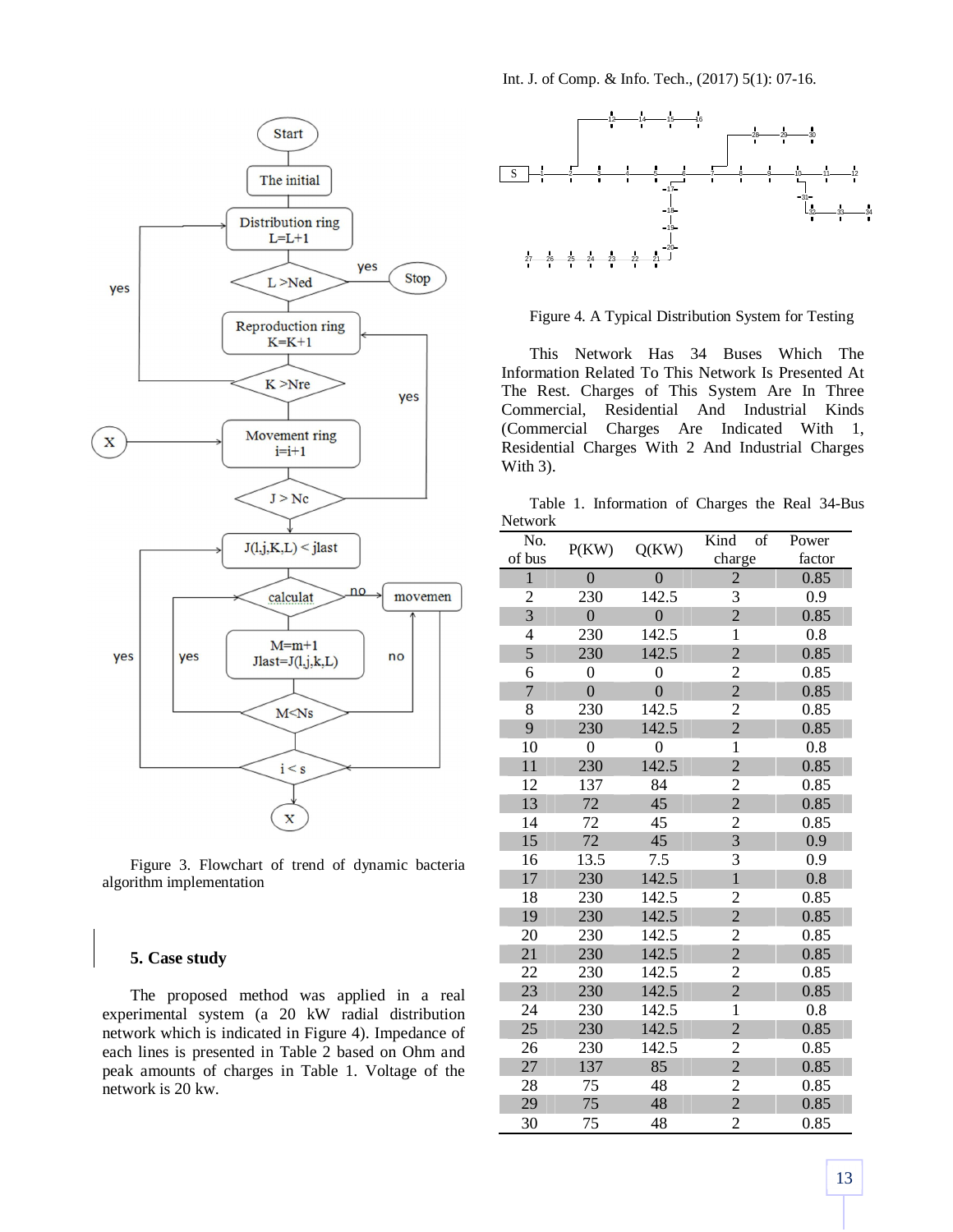Figure 3. Flowchart of trend of dynamic bacteria algorithm implementation

## 5. Case study

The proposed method was applied in a real experimental system (a 20 kW radial distribution network which is indicated in Figure 4). Impedance of each lines is presented in Table 2 based on Ohm and peak amounts of charges in Table 1. Voltage of the network is 20 kw.

Figure 4. A Typical Distribution System for Testing

This Network Has 34 Buses Which The Information Related To This Network Is Presented At The Rest. Charges of This System Are In Three Commercial, Residential And Industrial Kinds (Commercial Charges Are Indicated With 1, Residential Charges With 2 And Industrial Charges With 3).

Table 1. Information of Charges the Real 34-Bus Network

| No. of bus | P(KW) | Q(KW) | Kind of charge | Power factor |
|---|---|---|---|---|
| 1 | 0 | 0 | 2 | 0.85 |
| 2 | 230 | 142.5 | 3 | 0.9 |
| 3 | 0 | 0 | 2 | 0.85 |
| 4 | 230 | 142.5 | 1 | 0.8 |
| 5 | 230 | 142.5 | 2 | 0.85 |
| 6 | 0 | 0 | 2 | 0.85 |
| 7 | 0 | 0 | 2 | 0.85 |
| 8 | 230 | 142.5 | 2 | 0.85 |
| 9 | 230 | 142.5 | 2 | 0.85 |
| 10 | 0 | 0 | 1 | 0.8 |
| 11 | 230 | 142.5 | 2 | 0.85 |
| 12 | 137 | 84 | 2 | 0.85 |
| 13 | 72 | 45 | 2 | 0.85 |
| 14 | 72 | 45 | 2 | 0.85 |
| 15 | 72 | 45 | 3 | 0.9 |
| 16 | 13.5 | 7.5 | 3 | 0.9 |
| 17 | 230 | 142.5 | 1 | 0.8 |
| 18 | 230 | 142.5 | 2 | 0.85 |
| 19 | 230 | 142.5 | 2 | 0.85 |
| 20 | 230 | 142.5 | 2 | 0.85 |
| 21 | 230 | 142.5 | 2 | 0.85 |
| 22 | 230 | 142.5 | 2 | 0.85 |
| 23 | 230 | 142.5 | 2 | 0.85 |
| 24 | 230 | 142.5 | 1 | 0.8 |
| 25 | 230 | 142.5 | 2 | 0.85 |
| 26 | 230 | 142.5 | 2 | 0.85 |
| 27 | 137 | 85 | 2 | 0.85 |
| 28 | 75 | 48 | 2 | 0.85 |
| 29 | 75 | 48 | 2 | 0.85 |
| 30 | 75 | 48 | 2 | 0.85 |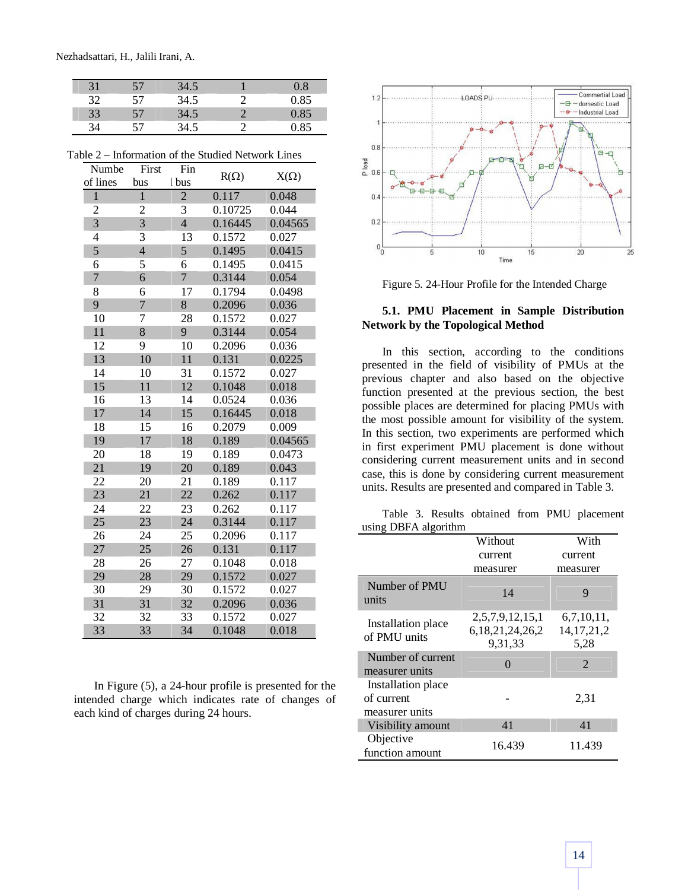| 31 | 57 | 34.5 | 1 | 0.8 |
|---|---|---|---|---|
| 32 | 57 | 34.5 | 2 | 0.85 |
| 33 | 57 | 34.5 | 2 | 0.85 |
| 34 | 57 | 34.5 | 2 | 0.85 |

Table 2 – Information of the Studied Network Lines

| Numbe of lines | First bus | Fin l bus | R(Ω) | X(Ω) |
|---|---|---|---|---|
| 1 | 1 | 2 | 0.117 | 0.048 |
| 2 | 2 | 3 | 0.10725 | 0.044 |
| 3 | 3 | 4 | 0.16445 | 0.04565 |
| 4 | 3 | 13 | 0.1572 | 0.027 |
| 5 | 4 | 5 | 0.1495 | 0.0415 |
| 6 | 5 | 6 | 0.1495 | 0.0415 |
| 7 | 6 | 7 | 0.3144 | 0.054 |
| 8 | 6 | 17 | 0.1794 | 0.0498 |
| 9 | 7 | 8 | 0.2096 | 0.036 |
| 10 | 7 | 28 | 0.1572 | 0.027 |
| 11 | 8 | 9 | 0.3144 | 0.054 |
| 12 | 9 | 10 | 0.2096 | 0.036 |
| 13 | 10 | 11 | 0.131 | 0.0225 |
| 14 | 10 | 31 | 0.1572 | 0.027 |
| 15 | 11 | 12 | 0.1048 | 0.018 |
| 16 | 13 | 14 | 0.0524 | 0.036 |
| 17 | 14 | 15 | 0.16445 | 0.018 |
| 18 | 15 | 16 | 0.2079 | 0.009 |
| 19 | 17 | 18 | 0.189 | 0.04565 |
| 20 | 18 | 19 | 0.189 | 0.0473 |
| 21 | 19 | 20 | 0.189 | 0.043 |
| 22 | 20 | 21 | 0.189 | 0.117 |
| 23 | 21 | 22 | 0.262 | 0.117 |
| 24 | 22 | 23 | 0.262 | 0.117 |
| 25 | 23 | 24 | 0.3144 | 0.117 |
| 26 | 24 | 25 | 0.2096 | 0.117 |
| 27 | 25 | 26 | 0.131 | 0.117 |
| 28 | 26 | 27 | 0.1048 | 0.018 |
| 29 | 28 | 29 | 0.1572 | 0.027 |
| 30 | 29 | 30 | 0.1572 | 0.027 |
| 31 | 31 | 32 | 0.2096 | 0.036 |
| 32 | 32 | 33 | 0.1572 | 0.027 |
| 33 | 33 | 34 | 0.1048 | 0.018 |

In Figure (5), a 24-hour profile is presented for the intended charge which indicates rate of changes of each kind of charges during 24 hours.

Figure 5. 24-Hour Profile for the Intended Charge

### 5.1. PMU Placement in Sample Distribution Network by the Topological Method

In this section, according to the conditions presented in the field of visibility of PMUs at the previous chapter and also based on the objective function presented at the previous section, the best possible places are determined for placing PMUs with the most possible amount for visibility of the system. In this section, two experiments are performed which in first experiment PMU placement is done without considering current measurement units and in second case, this is done by considering current measurement units. Results are presented and compared in Table 3.

Table 3. Results obtained from PMU placement using DBFA algorithm

| | Without current measurer | With current measurer |
|---|---|---|
| Number of PMU units | 14 | 9 |
| Installation place of PMU units | 2,5,7,9,12,15,16,18,21,24,26,29,31,33 | 6,7,10,11,14,17,21,25,28 |
| Number of current measurer units | 0 | 2 |
| Installation place of current measurer units | - | 2,31 |
| Visibility amount | 41 | 41 |
| Objective function amount | 16.439 | 11.439 |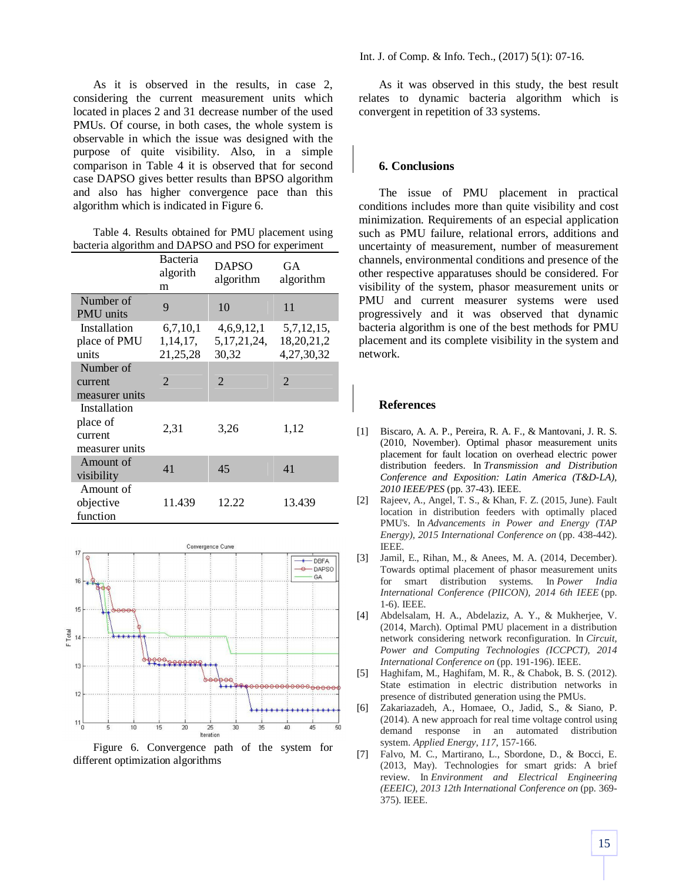As it is observed in the results, in case 2, considering the current measurement units which located in places 2 and 31 decrease number of the used PMUs. Of course, in both cases, the whole system is observable in which the issue was designed with the purpose of quite visibility. Also, in a simple comparison in Table 4 it is observed that for second case DAPSO gives better results than BPSO algorithm and also has higher convergence pace than this algorithm which is indicated in Figure 6.

Table 4. Results obtained for PMU placement using bacteria algorithm and DAPSO and PSO for experiment

| | Bacteria algorithm | DAPSO algorithm | GA algorithm |
|---|---|---|---|
| Number of PMU units | 9 | 10 | 11 |
| Installation place of PMU units | 6,7,10,11,14,17,21,25,28 | 4,6,9,12,15,17,21,24,30,32 | 5,7,12,15,18,20,21,24,27,30,32 |
| Number of current measurer units | 2 | 2 | 2 |
| Installation place of current measurer units | 2,31 | 3,26 | 1,12 |
| Amount of visibility | 41 | 45 | 41 |
| Amount of objective function | 11.439 | 12.22 | 13.439 |

Figure 6. Convergence path of the system for different optimization algorithms

As it was observed in this study, the best result relates to dynamic bacteria algorithm which is convergent in repetition of 33 systems.

## 6. Conclusions

The issue of PMU placement in practical conditions includes more than quite visibility and cost minimization. Requirements of an especial application such as PMU failure, relational errors, additions and uncertainty of measurement, number of measurement channels, environmental conditions and presence of the other respective apparatuses should be considered. For visibility of the system, phasor measurement units or PMU and current measurer systems were used progressively and it was observed that dynamic bacteria algorithm is one of the best methods for PMU placement and its complete visibility in the system and network.

## References

[1] Biscaro, A. A. P., Pereira, R. A. F., & Mantovani, J. R. S. (2010, November). Optimal phasor measurement units placement for fault location on overhead electric power distribution feeders. In *Transmission and Distribution Conference and Exposition: Latin America (T&D-LA), 2010 IEEE/PES* (pp. 37-43). IEEE.

[2] Rajeev, A., Angel, T. S., & Khan, F. Z. (2015, June). Fault location in distribution feeders with optimally placed PMU's. In *Advancements in Power and Energy (TAP Energy), 2015 International Conference on* (pp. 438-442). IEEE.

[3] Jamil, E., Rihan, M., & Anees, M. A. (2014, December). Towards optimal placement of phasor measurement units for smart distribution systems. In *Power India International Conference (PIICON), 2014 6th IEEE* (pp. 1-6). IEEE.

[4] Abdelsalam, H. A., Abdelaziz, A. Y., & Mukherjee, V. (2014, March). Optimal PMU placement in a distribution network considering network reconfiguration. In *Circuit, Power and Computing Technologies (ICCPCT), 2014 International Conference on* (pp. 191-196). IEEE.

[5] Haghifam, M., Haghifam, M. R., & Chabok, B. S. (2012). State estimation in electric distribution networks in presence of distributed generation using the PMUs.

[6] Zakariazadeh, A., Homaee, O., Jadid, S., & Siano, P. (2014). A new approach for real time voltage control using demand response in an automated distribution system. *Applied Energy*, *117*, 157-166.

[7] Falvo, M. C., Martirano, L., Sbordone, D., & Bocci, E. (2013, May). Technologies for smart grids: A brief review. In *Environment and Electrical Engineering (EEEIC), 2013 12th International Conference on* (pp. 369-375). IEEE.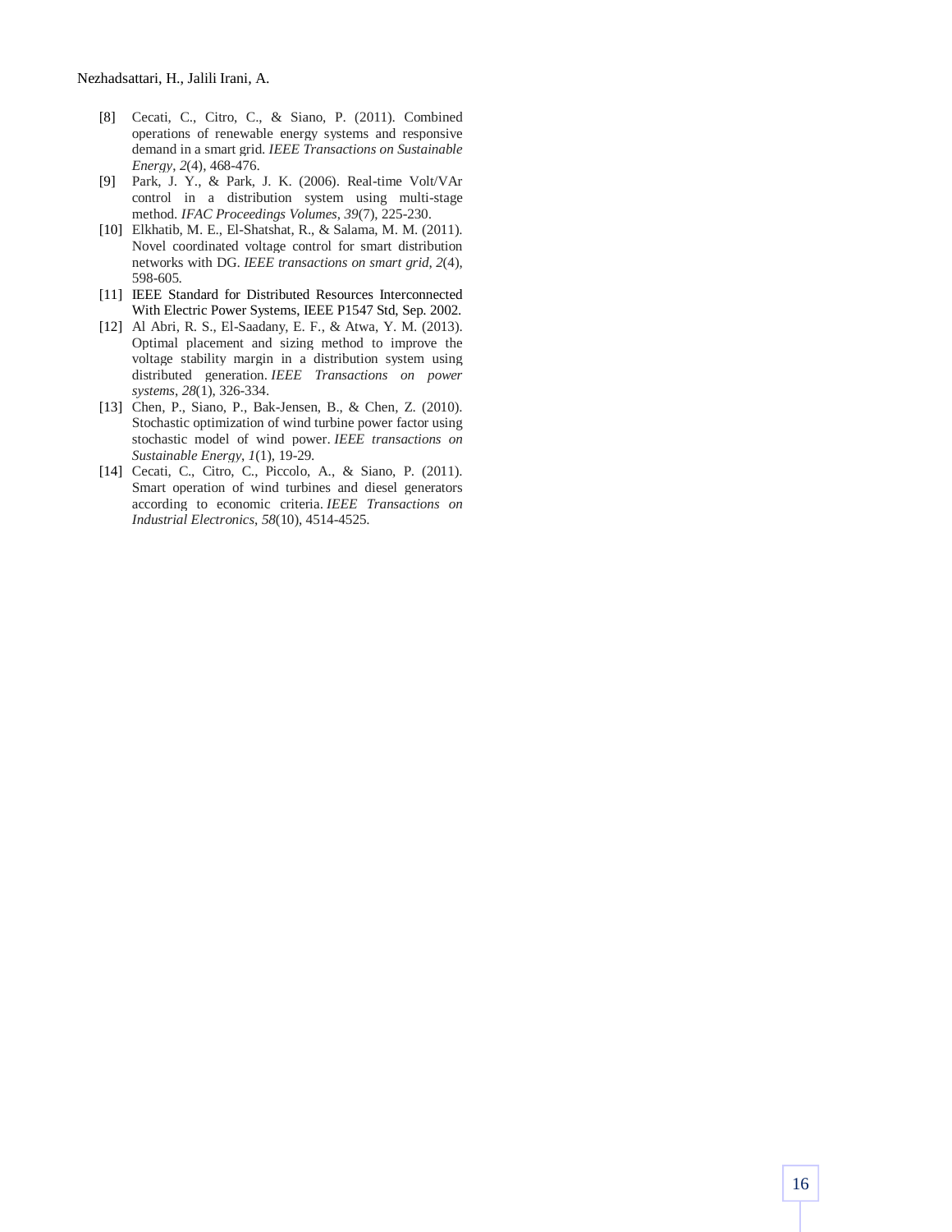[8] Cecati, C., Citro, C., & Siano, P. (2011). Combined operations of renewable energy systems and responsive demand in a smart grid. *IEEE Transactions on Sustainable Energy*, *2*(4), 468-476.

[9] Park, J. Y., & Park, J. K. (2006). Real-time Volt/VAr control in a distribution system using multi-stage method. *IFAC Proceedings Volumes*, *39*(7), 225-230.

[10] Elkhatib, M. E., El-Shatshat, R., & Salama, M. M. (2011). Novel coordinated voltage control for smart distribution networks with DG. *IEEE transactions on smart grid*, *2*(4), 598-605.

[11] IEEE Standard for Distributed Resources Interconnected With Electric Power Systems, IEEE P1547 Std, Sep. 2002.

[12] Al Abri, R. S., El-Saadany, E. F., & Atwa, Y. M. (2013). Optimal placement and sizing method to improve the voltage stability margin in a distribution system using distributed generation. *IEEE Transactions on power systems*, *28*(1), 326-334.

[13] Chen, P., Siano, P., Bak-Jensen, B., & Chen, Z. (2010). Stochastic optimization of wind turbine power factor using stochastic model of wind power. *IEEE transactions on Sustainable Energy*, *1*(1), 19-29.

[14] Cecati, C., Citro, C., Piccolo, A., & Siano, P. (2011). Smart operation of wind turbines and diesel generators according to economic criteria. *IEEE Transactions on Industrial Electronics*, *58*(10), 4514-4525.